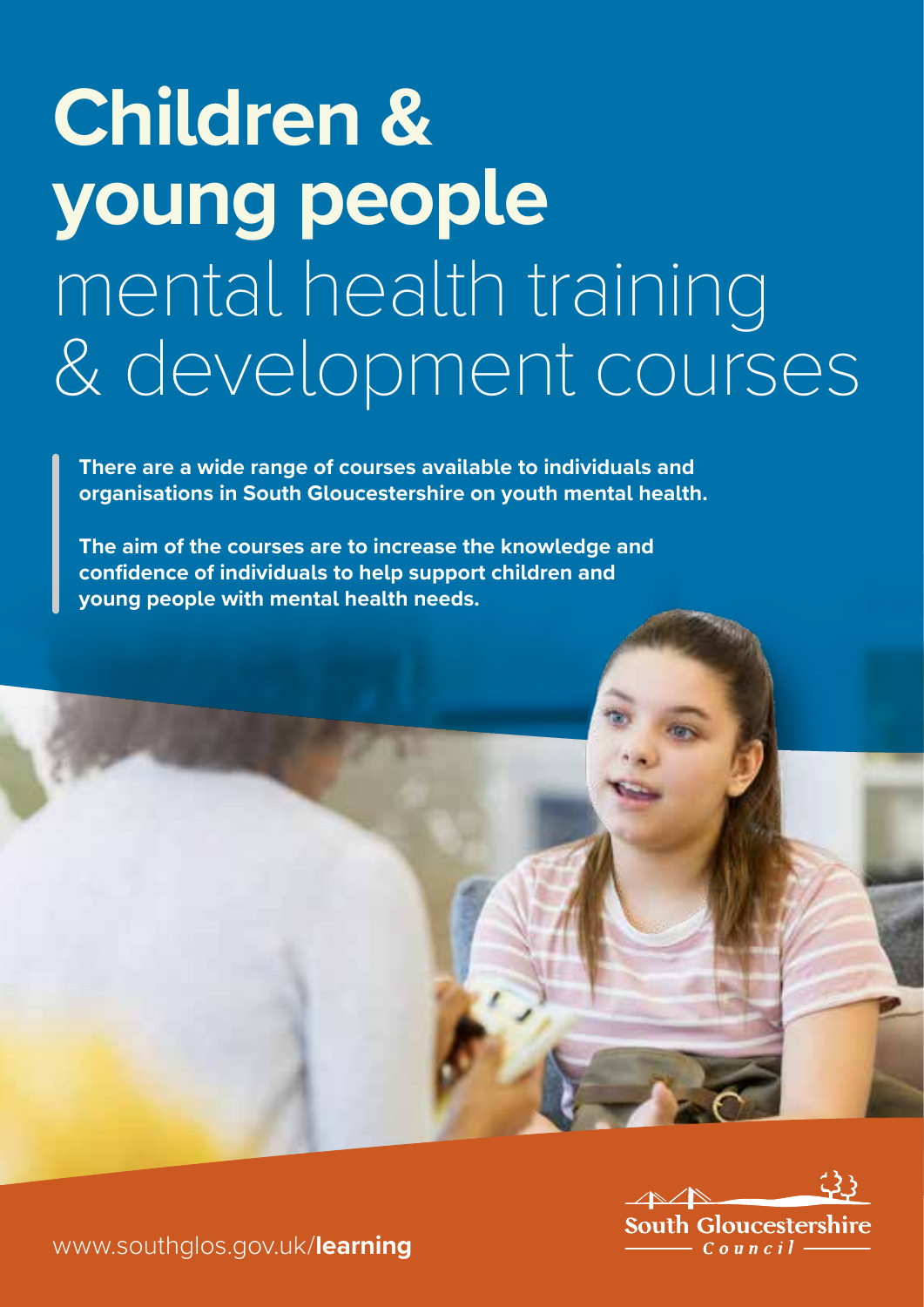# Children & young people mental health training & development courses

**There are a wide range of courses available to individuals and organisations in South Gloucestershire on youth mental health.**

**The aim of the courses are to increase the knowledge and confidence of individuals to help support children and young people with mental health needs.**

www.southglos.gov.uk/**learning**

South Gloucestershire Council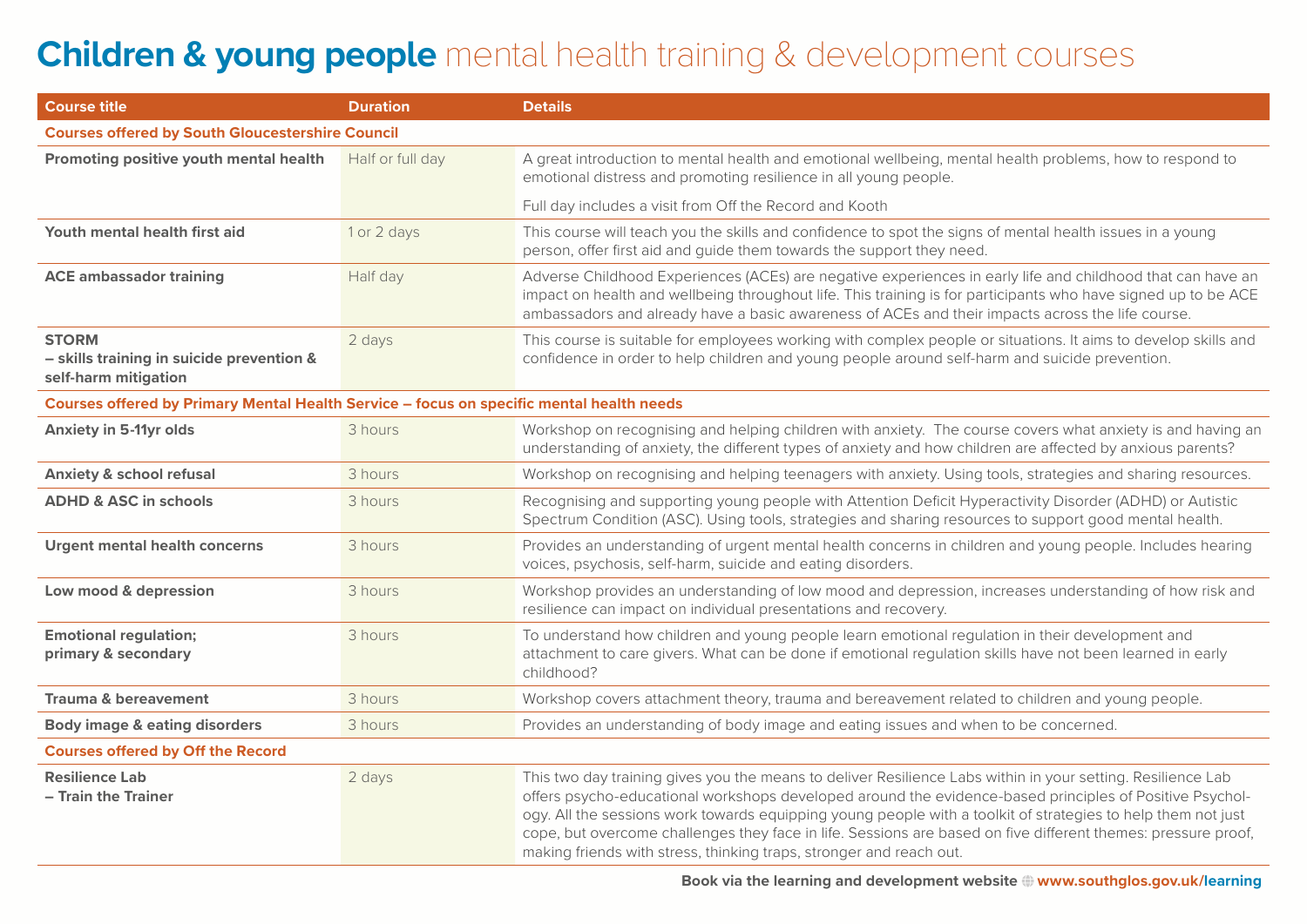# **Children & young people** mental health training & development courses

| Course title | Duration | Details |
|---|---|---|
| **Courses offered by South Gloucestershire Council** | | |
| **Promoting positive youth mental health** | Half or full day | A great introduction to mental health and emotional wellbeing, mental health problems, how to respond to emotional distress and promoting resilience in all young people. Full day includes a visit from Off the Record and Kooth |
| **Youth mental health first aid** | 1 or 2 days | This course will teach you the skills and confidence to spot the signs of mental health issues in a young person, offer first aid and guide them towards the support they need. |
| **ACE ambassador training** | Half day | Adverse Childhood Experiences (ACEs) are negative experiences in early life and childhood that can have an impact on health and wellbeing throughout life. This training is for participants who have signed up to be ACE ambassadors and already have a basic awareness of ACEs and their impacts across the life course. |
| **STORM – skills training in suicide prevention & self-harm mitigation** | 2 days | This course is suitable for employees working with complex people or situations. It aims to develop skills and confidence in order to help children and young people around self-harm and suicide prevention. |
| **Courses offered by Primary Mental Health Service – focus on specific mental health needs** | | |
| **Anxiety in 5-11yr olds** | 3 hours | Workshop on recognising and helping children with anxiety. The course covers what anxiety is and having an understanding of anxiety, the different types of anxiety and how children are affected by anxious parents? |
| **Anxiety & school refusal** | 3 hours | Workshop on recognising and helping teenagers with anxiety. Using tools, strategies and sharing resources. |
| **ADHD & ASC in schools** | 3 hours | Recognising and supporting young people with Attention Deficit Hyperactivity Disorder (ADHD) or Autistic Spectrum Condition (ASC). Using tools, strategies and sharing resources to support good mental health. |
| **Urgent mental health concerns** | 3 hours | Provides an understanding of urgent mental health concerns in children and young people. Includes hearing voices, psychosis, self-harm, suicide and eating disorders. |
| **Low mood & depression** | 3 hours | Workshop provides an understanding of low mood and depression, increases understanding of how risk and resilience can impact on individual presentations and recovery. |
| **Emotional regulation; primary & secondary** | 3 hours | To understand how children and young people learn emotional regulation in their development and attachment to care givers. What can be done if emotional regulation skills have not been learned in early childhood? |
| **Trauma & bereavement** | 3 hours | Workshop covers attachment theory, trauma and bereavement related to children and young people. |
| **Body image & eating disorders** | 3 hours | Provides an understanding of body image and eating issues and when to be concerned. |
| **Courses offered by Off the Record** | | |
| **Resilience Lab – Train the Trainer** | 2 days | This two day training gives you the means to deliver Resilience Labs within in your setting. Resilience Lab offers psycho-educational workshops developed around the evidence-based principles of Positive Psychology. All the sessions work towards equipping young people with a toolkit of strategies to help them not just cope, but overcome challenges they face in life. Sessions are based on five different themes: pressure proof, making friends with stress, thinking traps, stronger and reach out. |

**Book via the learning and development website www.southglos.gov.uk/learning**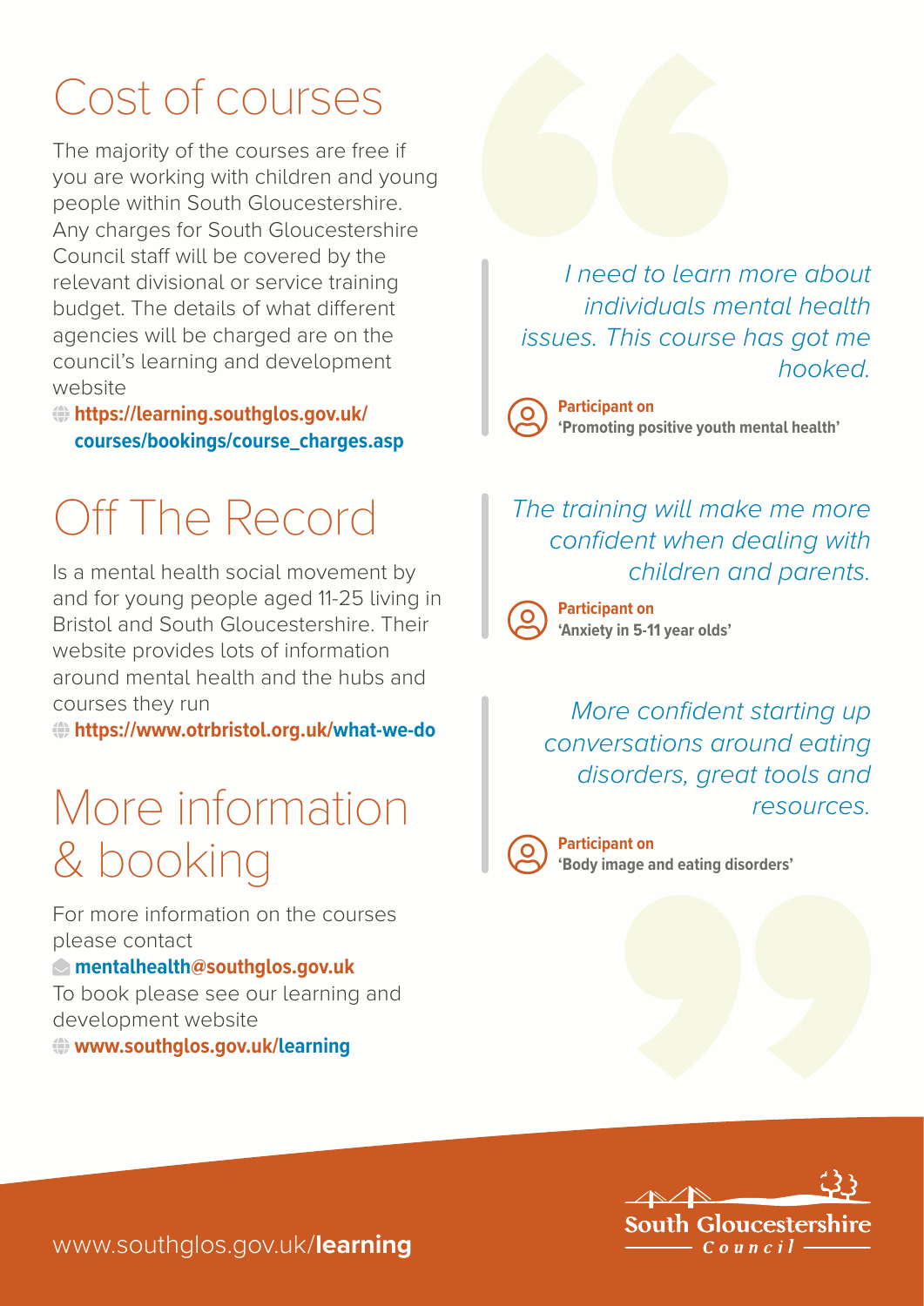# Cost of courses

The majority of the courses are free if you are working with children and young people within South Gloucestershire. Any charges for South Gloucestershire Council staff will be covered by the relevant divisional or service training budget. The details of what different agencies will be charged are on the council's learning and development website

**https://learning.southglos.gov.uk/courses/bookings/course_charges.asp**

# Off The Record

Is a mental health social movement by and for young people aged 11-25 living in Bristol and South Gloucestershire. Their website provides lots of information around mental health and the hubs and courses they run

**https://www.otrbristol.org.uk/what-we-do**

# More information & booking

For more information on the courses please contact

**mentalhealth@southglos.gov.uk**

To book please see our learning and development website

**www.southglos.gov.uk/learning**

*I need to learn more about individuals mental health issues. This course has got me hooked.*

**Participant on**
**'Promoting positive youth mental health'**

*The training will make me more confident when dealing with children and parents.*

**Participant on**
**'Anxiety in 5-11 year olds'**

*More confident starting up conversations around eating disorders, great tools and resources.*

**Participant on**
**'Body image and eating disorders'**

www.southglos.gov.uk/**learning**

South Gloucestershire Council